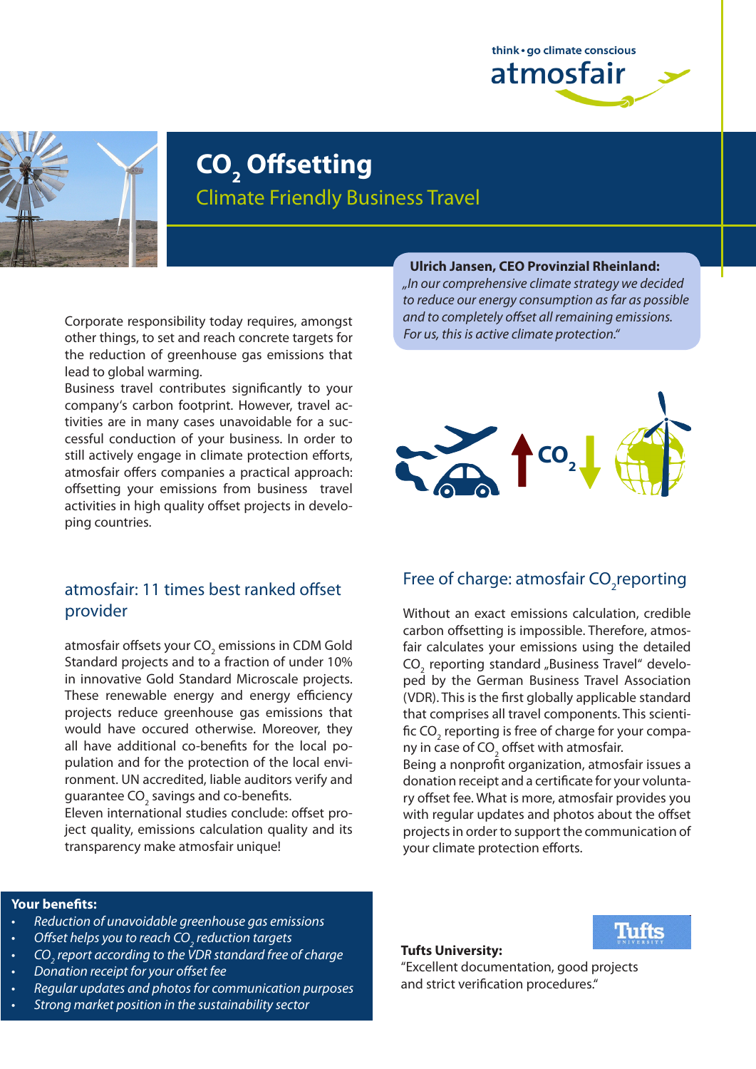think • go climate conscious

atmosfair

# $CO_2$ Offsetting

## Climate Friendly Business Travel

**Ulrich Jansen, CEO Provinzial Rheinland:**
*„In our comprehensive climate strategy we decided to reduce our energy consumption as far as possible and to completely offset all remaining emissions. For us, this is active climate protection.“*

Corporate responsibility today requires, amongst other things, to set and reach concrete targets for the reduction of greenhouse gas emissions that lead to global warming.
Business travel contributes significantly to your company's carbon footprint. However, travel activities are in many cases unavoidable for a successful conduction of your business. In order to still actively engage in climate protection efforts, atmosfair offers companies a practical approach: offsetting your emissions from business travel activities in high quality offset projects in developing countries.

## atmosfair: 11 times best ranked offset provider

atmosfair offsets your $CO_2$ emissions in CDM Gold Standard projects and to a fraction of under 10% in innovative Gold Standard Microscale projects. These renewable energy and energy efficiency projects reduce greenhouse gas emissions that would have occured otherwise. Moreover, they all have additional co-benefits for the local population and for the protection of the local environment. UN accredited, liable auditors verify and guarantee $CO_2$ savings and co-benefits.
Eleven international studies conclude: offset project quality, emissions calculation quality and its transparency make atmosfair unique!

## Free of charge: atmosfair $CO_2$ reporting

Without an exact emissions calculation, credible carbon offsetting is impossible. Therefore, atmosfair calculates your emissions using the detailed $CO_2$ reporting standard „Business Travel“ developed by the German Business Travel Association (VDR). This is the first globally applicable standard that comprises all travel components. This scientific $CO_2$ reporting is free of charge for your company in case of $CO_2$ offset with atmosfair.
Being a nonprofit organization, atmosfair issues a donation receipt and a certificate for your voluntary offset fee. What is more, atmosfair provides you with regular updates and photos about the offset projects in order to support the communication of your climate protection efforts.

**Your benefits:**

- *Reduction of unavoidable greenhouse gas emissions*
- *Offset helps you to reach $CO_2$ reduction targets*
- *$CO_2$ report according to the VDR standard free of charge*
- *Donation receipt for your offset fee*
- *Regular updates and photos for communication purposes*
- *Strong market position in the sustainability sector*

**Tufts University:**
"Excellent documentation, good projects and strict verification procedures."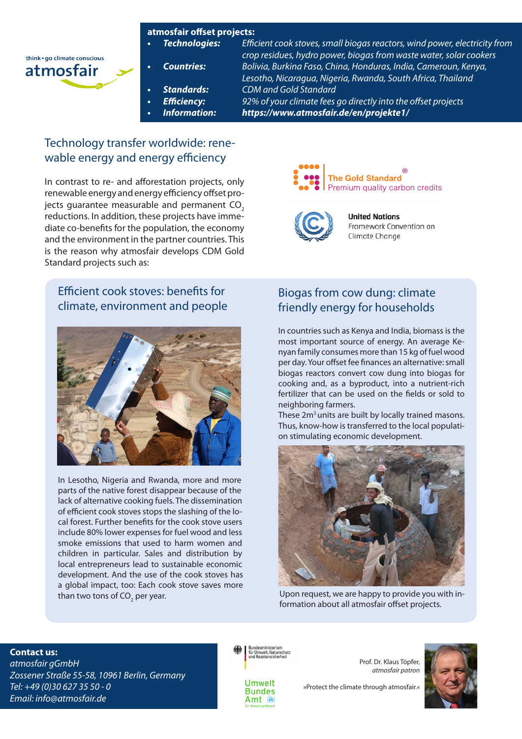think • go climate conscious

atmosfair

**atmosfair offset projects:**

- ***Technologies:*** *Efficient cook stoves, small biogas reactors, wind power, electricity from crop residues, hydro power, biogas from waste water, solar cookers*
- ***Countries:*** *Bolivia, Burkina Faso, China, Honduras, India, Cameroun, Kenya, Lesotho, Nicaragua, Nigeria, Rwanda, South Africa, Thailand*
- ***Standards:*** *CDM and Gold Standard*
- ***Efficiency:*** *92% of your climate fees go directly into the offset projects*
- ***Information:*** ***https://www.atmosfair.de/en/projekte1/***

## Technology transfer worldwide: renewable energy and energy efficiency

In contrast to re- and afforestation projects, only renewable energy and energy efficiency offset projects guarantee measurable and permanent $CO_2$ reductions. In addition, these projects have immediate co-benefits for the population, the economy and the environment in the partner countries. This is the reason why atmosfair develops CDM Gold Standard projects such as:

The Gold Standard®
Premium quality carbon credits

United Nations
Framework Convention on
Climate Change

### Efficient cook stoves: benefits for climate, environment and people

In Lesotho, Nigeria and Rwanda, more and more parts of the native forest disappear because of the lack of alternative cooking fuels. The dissemination of efficient cook stoves stops the slashing of the local forest. Further benefits for the cook stove users include 80% lower expenses for fuel wood and less smoke emissions that used to harm women and children in particular. Sales and distribution by local entrepreneurs lead to sustainable economic development. And the use of the cook stoves has a global impact, too: Each cook stove saves more than two tons of $CO_2$ per year.

### Biogas from cow dung: climate friendly energy for households

In countries such as Kenya and India, biomass is the most important source of energy. An average Kenyan family consumes more than 15 kg of fuel wood per day. Your offset fee finances an alternative: small biogas reactors convert cow dung into biogas for cooking and, as a byproduct, into a nutrient-rich fertilizer that can be used on the fields or sold to neighboring farmers.
These $2m^3$ units are built by locally trained masons. Thus, know-how is transferred to the local population stimulating economic development.

Upon request, we are happy to provide you with information about all atmosfair offset projects.

**Contact us:**
*atmosfair gGmbH*
*Zossener Straße 55-58, 10961 Berlin, Germany*
*Tel: +49 (0)30 627 35 50 - 0*
*Email: info@atmosfair.de*

Bundesministerium für Umwelt, Naturschutz und Reaktorsicherheit

Umwelt Bundes Amt

Prof. Dr. Klaus Töpfer,
*atmosfair patron*

»Protect the climate through atmosfair.«